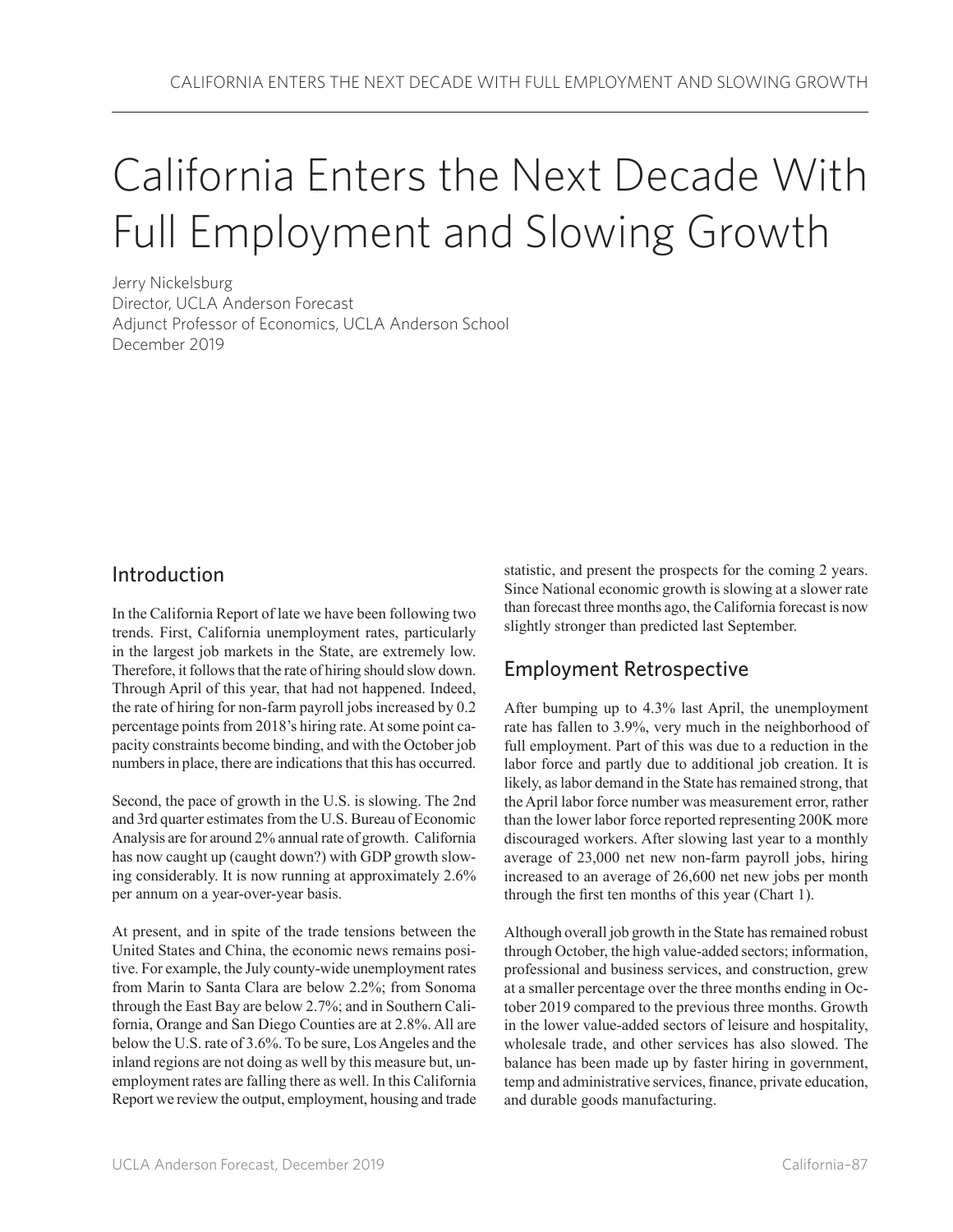# California Enters the Next Decade With Full Employment and Slowing Growth

Jerry Nickelsburg
Director, UCLA Anderson Forecast
Adjunct Professor of Economics, UCLA Anderson School
December 2019

## Introduction

In the California Report of late we have been following two trends. First, California unemployment rates, particularly in the largest job markets in the State, are extremely low. Therefore, it follows that the rate of hiring should slow down. Through April of this year, that had not happened. Indeed, the rate of hiring for non-farm payroll jobs increased by 0.2 percentage points from 2018's hiring rate. At some point capacity constraints become binding, and with the October job numbers in place, there are indications that this has occurred.

Second, the pace of growth in the U.S. is slowing. The 2nd and 3rd quarter estimates from the U.S. Bureau of Economic Analysis are for around 2% annual rate of growth. California has now caught up (caught down?) with GDP growth slowing considerably. It is now running at approximately 2.6% per annum on a year-over-year basis.

At present, and in spite of the trade tensions between the United States and China, the economic news remains positive. For example, the July county-wide unemployment rates from Marin to Santa Clara are below 2.2%; from Sonoma through the East Bay are below 2.7%; and in Southern California, Orange and San Diego Counties are at 2.8%. All are below the U.S. rate of 3.6%. To be sure, Los Angeles and the inland regions are not doing as well by this measure but, unemployment rates are falling there as well. In this California Report we review the output, employment, housing and trade statistic, and present the prospects for the coming 2 years. Since National economic growth is slowing at a slower rate than forecast three months ago, the California forecast is now slightly stronger than predicted last September.

## Employment Retrospective

After bumping up to 4.3% last April, the unemployment rate has fallen to 3.9%, very much in the neighborhood of full employment. Part of this was due to a reduction in the labor force and partly due to additional job creation. It is likely, as labor demand in the State has remained strong, that the April labor force number was measurement error, rather than the lower labor force reported representing 200K more discouraged workers. After slowing last year to a monthly average of 23,000 net new non-farm payroll jobs, hiring increased to an average of 26,600 net new jobs per month through the first ten months of this year (Chart 1).

Although overall job growth in the State has remained robust through October, the high value-added sectors; information, professional and business services, and construction, grew at a smaller percentage over the three months ending in October 2019 compared to the previous three months. Growth in the lower value-added sectors of leisure and hospitality, wholesale trade, and other services has also slowed. The balance has been made up by faster hiring in government, temp and administrative services, finance, private education, and durable goods manufacturing.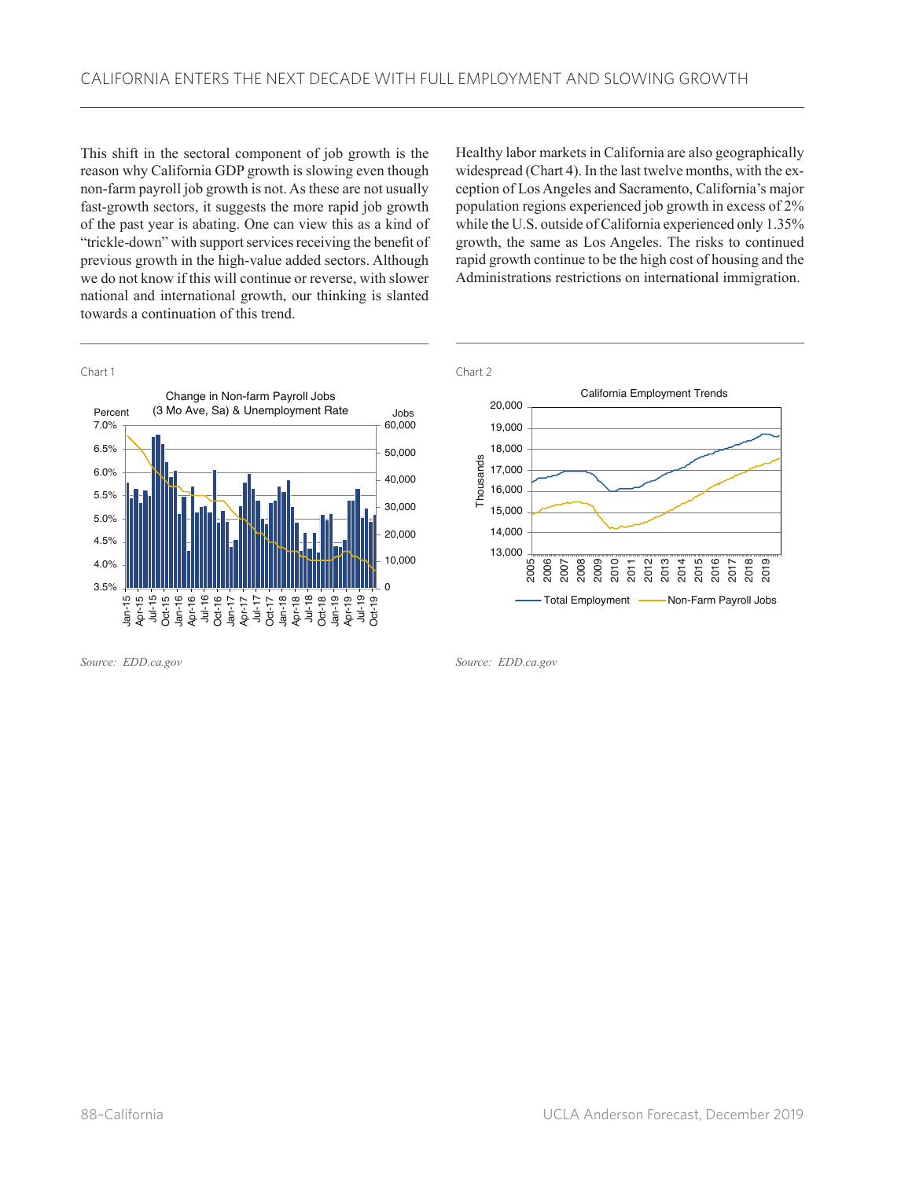This shift in the sectoral component of job growth is the reason why California GDP growth is slowing even though non-farm payroll job growth is not. As these are not usually fast-growth sectors, it suggests the more rapid job growth of the past year is abating. One can view this as a kind of "trickle-down" with support services receiving the benefit of previous growth in the high-value added sectors. Although we do not know if this will continue or reverse, with slower national and international growth, our thinking is slanted towards a continuation of this trend.

Healthy labor markets in California are also geographically widespread (Chart 4). In the last twelve months, with the exception of Los Angeles and Sacramento, California's major population regions experienced job growth in excess of 2% while the U.S. outside of California experienced only 1.35% growth, the same as Los Angeles. The risks to continued rapid growth continue to be the high cost of housing and the Administrations restrictions on international immigration.

Chart 1

Change in Non-farm Payroll Jobs (3 Mo Ave, Sa) & Unemployment Rate

*Source: EDD.ca.gov*

Chart 2

California Employment Trends

*Source: EDD.ca.gov*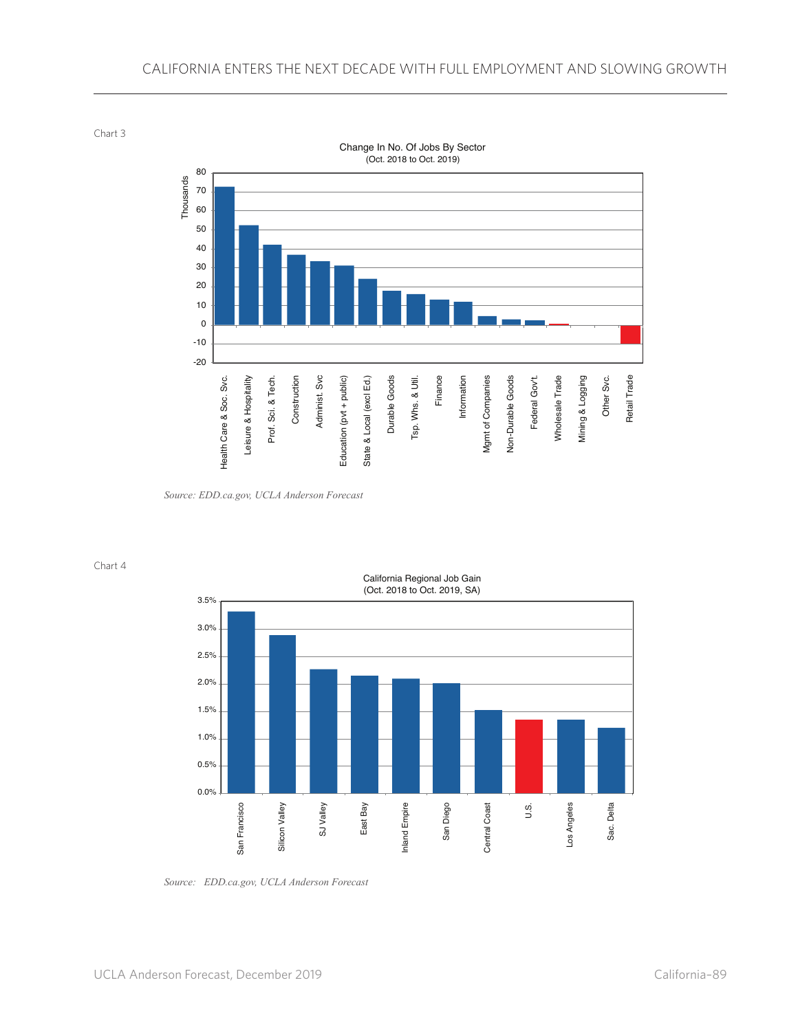Chart 3

Change In No. Of Jobs By Sector
(Oct. 2018 to Oct. 2019)

*Source: EDD.ca.gov, UCLA Anderson Forecast*

Chart 4

California Regional Job Gain
(Oct. 2018 to Oct. 2019, SA)

*Source: EDD.ca.gov, UCLA Anderson Forecast*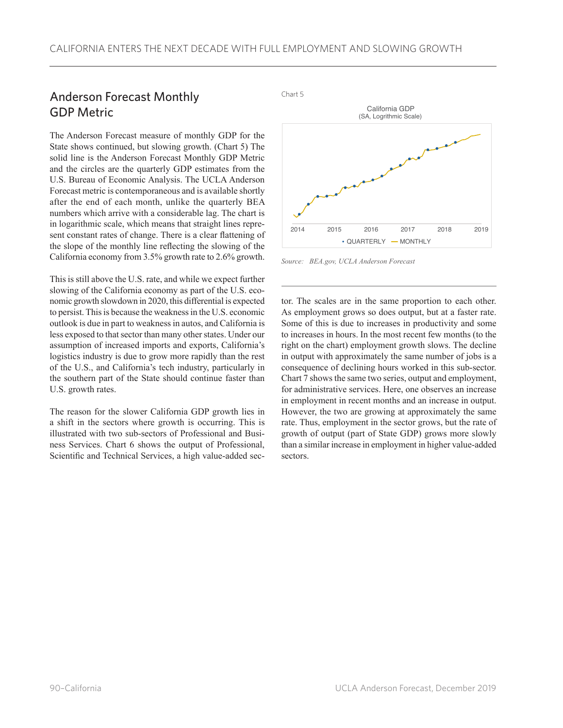## Anderson Forecast Monthly GDP Metric

The Anderson Forecast measure of monthly GDP for the State shows continued, but slowing growth. (Chart 5) The solid line is the Anderson Forecast Monthly GDP Metric and the circles are the quarterly GDP estimates from the U.S. Bureau of Economic Analysis. The UCLA Anderson Forecast metric is contemporaneous and is available shortly after the end of each month, unlike the quarterly BEA numbers which arrive with a considerable lag. The chart is in logarithmic scale, which means that straight lines represent constant rates of change. There is a clear flattening of the slope of the monthly line reflecting the slowing of the California economy from 3.5% growth rate to 2.6% growth.

Chart 5

California GDP
(SA, Logrithmic Scale)

2014 2015 2016 2017 2018 2019

• QUARTERLY — MONTHLY

*Source: BEA.gov, UCLA Anderson Forecast*

This is still above the U.S. rate, and while we expect further slowing of the California economy as part of the U.S. economic growth slowdown in 2020, this differential is expected to persist. This is because the weakness in the U.S. economic outlook is due in part to weakness in autos, and California is less exposed to that sector than many other states. Under our assumption of increased imports and exports, California's logistics industry is due to grow more rapidly than the rest of the U.S., and California's tech industry, particularly in the southern part of the State should continue faster than U.S. growth rates.

The reason for the slower California GDP growth lies in a shift in the sectors where growth is occurring. This is illustrated with two sub-sectors of Professional and Business Services. Chart 6 shows the output of Professional, Scientific and Technical Services, a high value-added sector. The scales are in the same proportion to each other. As employment grows so does output, but at a faster rate. Some of this is due to increases in productivity and some to increases in hours. In the most recent few months (to the right on the chart) employment growth slows. The decline in output with approximately the same number of jobs is a consequence of declining hours worked in this sub-sector. Chart 7 shows the same two series, output and employment, for administrative services. Here, one observes an increase in employment in recent months and an increase in output. However, the two are growing at approximately the same rate. Thus, employment in the sector grows, but the rate of growth of output (part of State GDP) grows more slowly than a similar increase in employment in higher value-added sectors.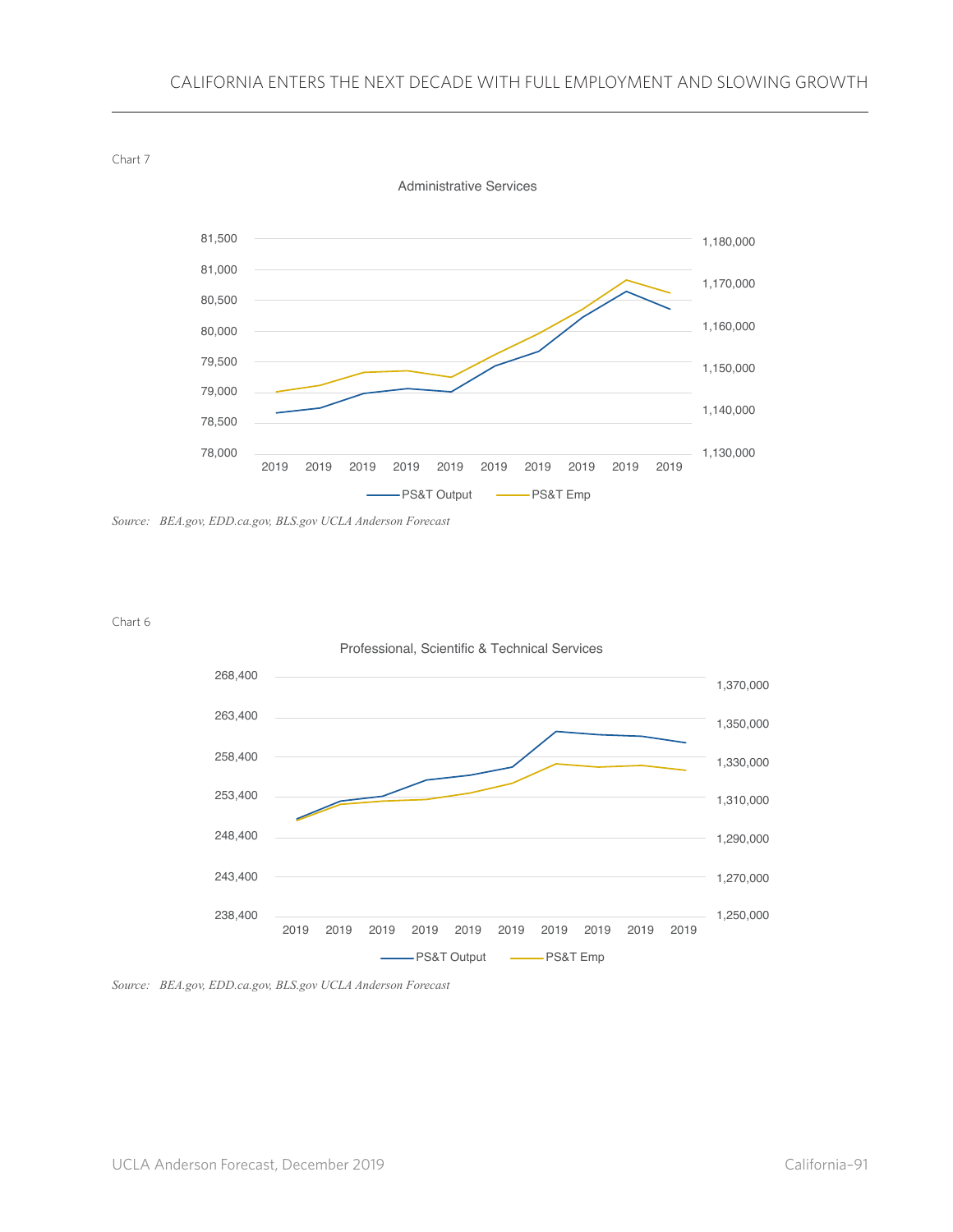Chart 7

Administrative Services

Source: BEA.gov, EDD.ca.gov, BLS.gov UCLA Anderson Forecast

Chart 6

Professional, Scientific & Technical Services

Source: BEA.gov, EDD.ca.gov, BLS.gov UCLA Anderson Forecast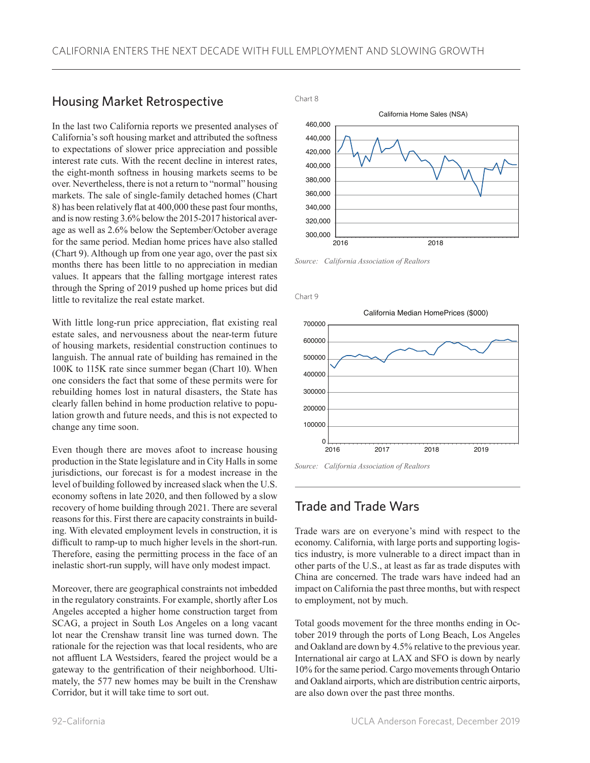## Housing Market Retrospective

In the last two California reports we presented analyses of California's soft housing market and attributed the softness to expectations of slower price appreciation and possible interest rate cuts. With the recent decline in interest rates, the eight-month softness in housing markets seems to be over. Nevertheless, there is not a return to "normal" housing markets. The sale of single-family detached homes (Chart 8) has been relatively flat at 400,000 these past four months, and is now resting 3.6% below the 2015-2017 historical average as well as 2.6% below the September/October average for the same period. Median home prices have also stalled (Chart 9). Although up from one year ago, over the past six months there has been little to no appreciation in median values. It appears that the falling mortgage interest rates through the Spring of 2019 pushed up home prices but did little to revitalize the real estate market.

With little long-run price appreciation, flat existing real estate sales, and nervousness about the near-term future of housing markets, residential construction continues to languish. The annual rate of building has remained in the 100K to 115K rate since summer began (Chart 10). When one considers the fact that some of these permits were for rebuilding homes lost in natural disasters, the State has clearly fallen behind in home production relative to population growth and future needs, and this is not expected to change any time soon.

Even though there are moves afoot to increase housing production in the State legislature and in City Halls in some jurisdictions, our forecast is for a modest increase in the level of building followed by increased slack when the U.S. economy softens in late 2020, and then followed by a slow recovery of home building through 2021. There are several reasons for this. First there are capacity constraints in building. With elevated employment levels in construction, it is difficult to ramp-up to much higher levels in the short-run. Therefore, easing the permitting process in the face of an inelastic short-run supply, will have only modest impact.

Moreover, there are geographical constraints not imbedded in the regulatory constraints. For example, shortly after Los Angeles accepted a higher home construction target from SCAG, a project in South Los Angeles on a long vacant lot near the Crenshaw transit line was turned down. The rationale for the rejection was that local residents, who are not affluent LA Westsiders, feared the project would be a gateway to the gentrification of their neighborhood. Ultimately, the 577 new homes may be built in the Crenshaw Corridor, but it will take time to sort out.

Chart 8

California Home Sales (NSA)

*Source: California Association of Realtors*

Chart 9

California Median HomePrices ($000)

*Source: California Association of Realtors*

## Trade and Trade Wars

Trade wars are on everyone's mind with respect to the economy. California, with large ports and supporting logistics industry, is more vulnerable to a direct impact than in other parts of the U.S., at least as far as trade disputes with China are concerned. The trade wars have indeed had an impact on California the past three months, but with respect to employment, not by much.

Total goods movement for the three months ending in October 2019 through the ports of Long Beach, Los Angeles and Oakland are down by 4.5% relative to the previous year. International air cargo at LAX and SFO is down by nearly 10% for the same period. Cargo movements through Ontario and Oakland airports, which are distribution centric airports, are also down over the past three months.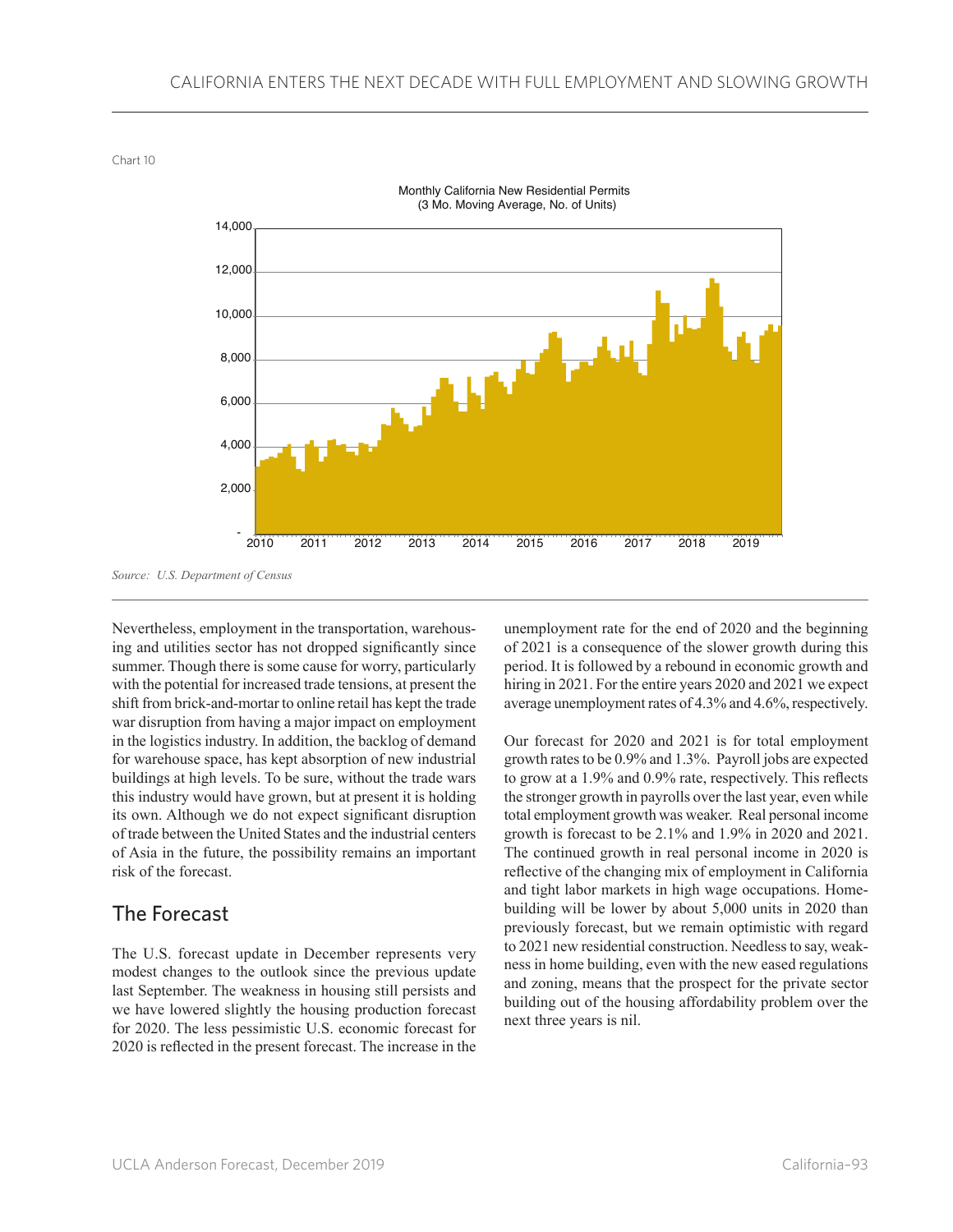Chart 10

Monthly California New Residential Permits
(3 Mo. Moving Average, No. of Units)

14,000
12,000
10,000
8,000
6,000
4,000
2,000
-

2010 2011 2012 2013 2014 2015 2016 2017 2018 2019

*Source: U.S. Department of Census*

Nevertheless, employment in the transportation, warehousing and utilities sector has not dropped significantly since summer. Though there is some cause for worry, particularly with the potential for increased trade tensions, at present the shift from brick-and-mortar to online retail has kept the trade war disruption from having a major impact on employment in the logistics industry. In addition, the backlog of demand for warehouse space, has kept absorption of new industrial buildings at high levels. To be sure, without the trade wars this industry would have grown, but at present it is holding its own. Although we do not expect significant disruption of trade between the United States and the industrial centers of Asia in the future, the possibility remains an important risk of the forecast.

## The Forecast

The U.S. forecast update in December represents very modest changes to the outlook since the previous update last September. The weakness in housing still persists and we have lowered slightly the housing production forecast for 2020. The less pessimistic U.S. economic forecast for 2020 is reflected in the present forecast. The increase in the unemployment rate for the end of 2020 and the beginning of 2021 is a consequence of the slower growth during this period. It is followed by a rebound in economic growth and hiring in 2021. For the entire years 2020 and 2021 we expect average unemployment rates of 4.3% and 4.6%, respectively.

Our forecast for 2020 and 2021 is for total employment growth rates to be 0.9% and 1.3%. Payroll jobs are expected to grow at a 1.9% and 0.9% rate, respectively. This reflects the stronger growth in payrolls over the last year, even while total employment growth was weaker. Real personal income growth is forecast to be 2.1% and 1.9% in 2020 and 2021. The continued growth in real personal income in 2020 is reflective of the changing mix of employment in California and tight labor markets in high wage occupations. Homebuilding will be lower by about 5,000 units in 2020 than previously forecast, but we remain optimistic with regard to 2021 new residential construction. Needless to say, weakness in home building, even with the new eased regulations and zoning, means that the prospect for the private sector building out of the housing affordability problem over the next three years is nil.